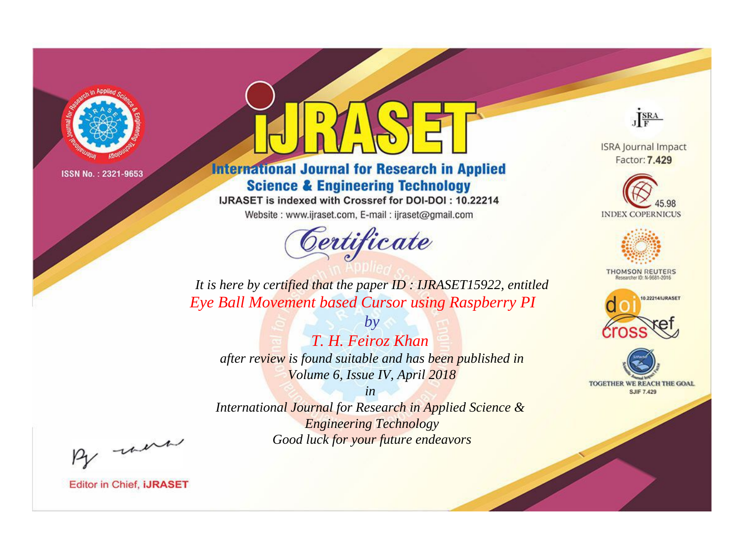ISSN No. : 2321-9653

# IJRASET

## International Journal for Research in Applied Science & Engineering Technology

IJRASET is indexed with Crossref for DOI-DOI : 10.22214

Website : www.ijraset.com, E-mail : ijraset@gmail.com

ISRA Journal Impact Factor: **7.429**

45.98 INDEX COPERNICUS

THOMSON REUTERS Researcher ID: N-9681-2016

10.22214/IJRASET

TOGETHER WE REACH THE GOAL SJIF 7.429

# *Certificate*

*It is here by certified that the paper ID : IJRASET15922, entitled*

*Eye Ball Movement based Cursor using Raspberry PI*

*by*

*T. H. Feiroz Khan*

*after review is found suitable and has been published in*

*Volume 6, Issue IV, April 2018*

*in*

*International Journal for Research in Applied Science & Engineering Technology*

*Good luck for your future endeavors*

Editor in Chief, **iJRASET**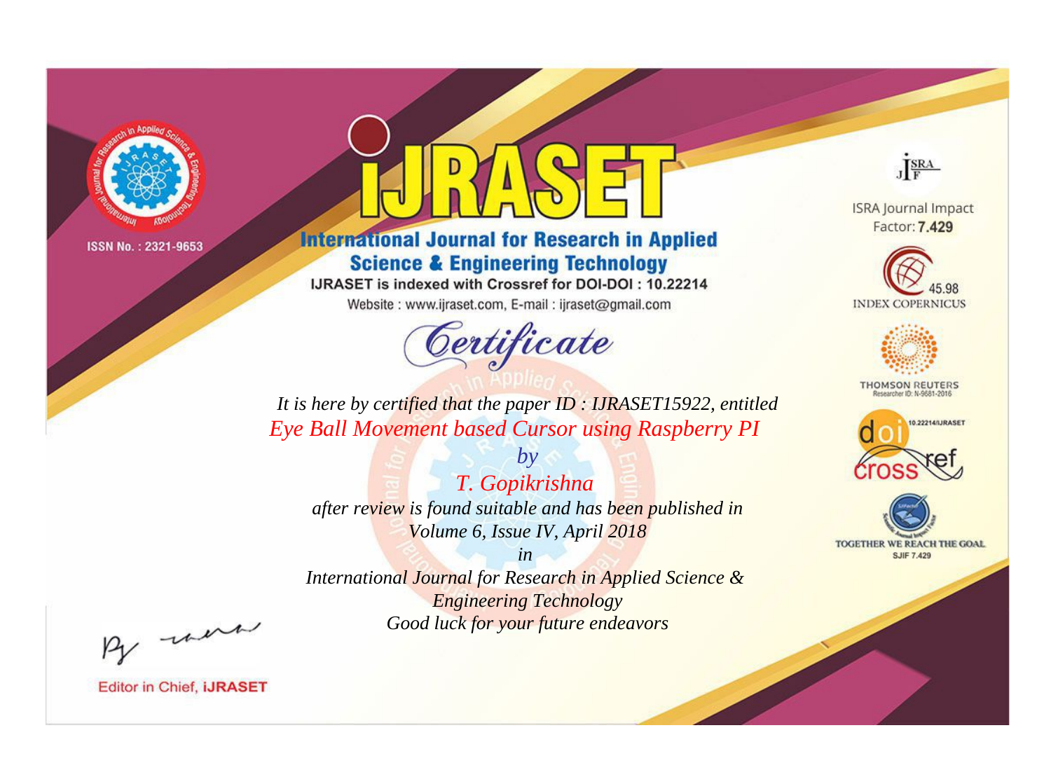ISSN No. : 2321-9653

# iJRASET

## International Journal for Research in Applied Science & Engineering Technology

IJRASET is indexed with Crossref for DOI-DOI : 10.22214

Website : www.ijraset.com, E-mail : ijraset@gmail.com

*Certificate*

*It is here by certified that the paper ID : IJRASET15922, entitled*

*Eye Ball Movement based Cursor using Raspberry PI*

*by*

*T. Gopikrishna*

*after review is found suitable and has been published in*

*Volume 6, Issue IV, April 2018*

*in*

*International Journal for Research in Applied Science & Engineering Technology*

*Good luck for your future endeavors*

ISRA Journal Impact Factor: **7.429**

45.98 INDEX COPERNICUS

THOMSON REUTERS Researcher ID: N-9681-2016

10.22214/IJRASET

TOGETHER WE REACH THE GOAL SJIF 7.429

Editor in Chief, **iJRASET**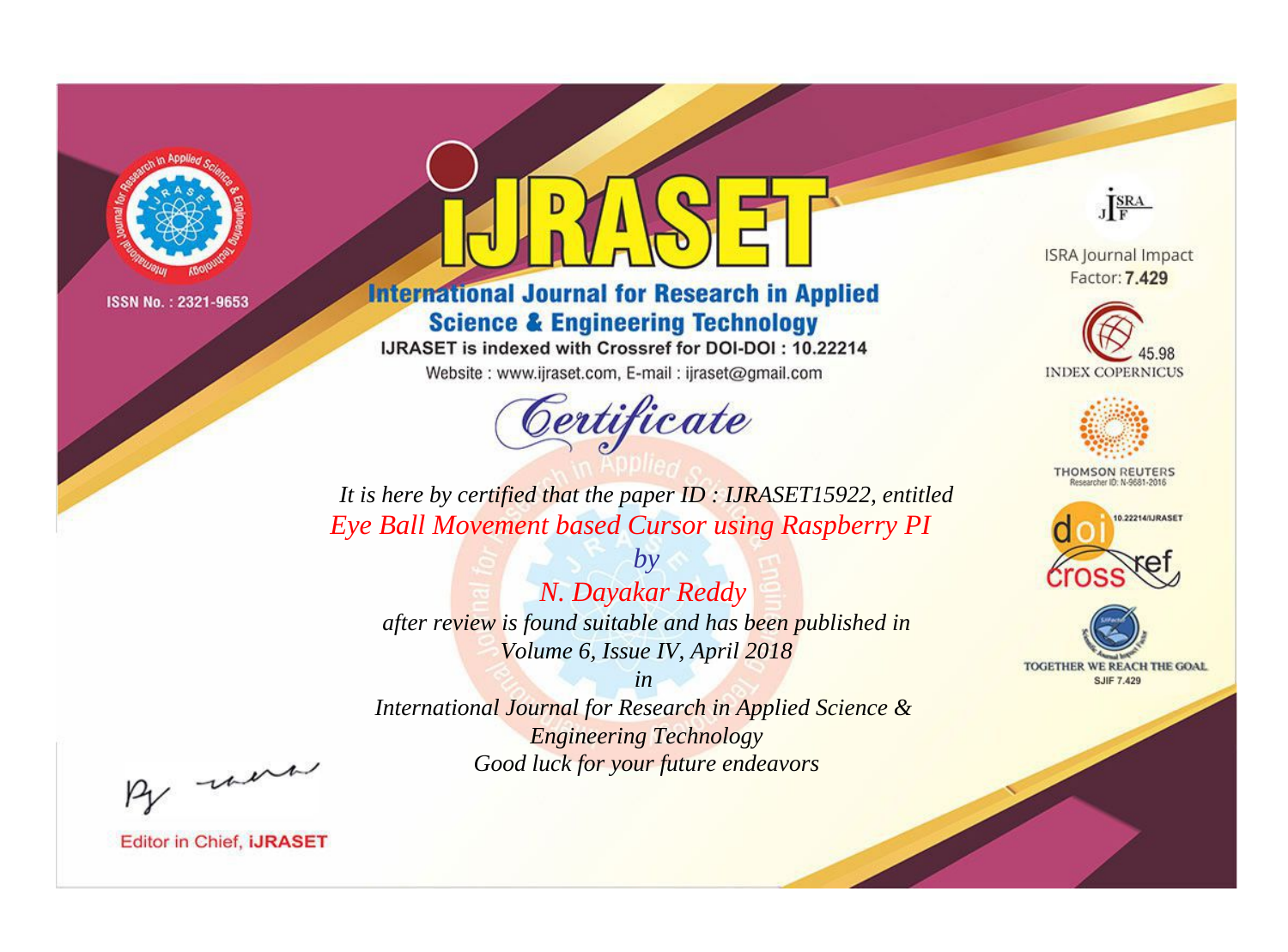ISSN No. : 2321-9653

# iJRASET

## International Journal for Research in Applied Science & Engineering Technology

IJRASET is indexed with Crossref for DOI-DOI : 10.22214

Website : www.ijraset.com, E-mail : ijraset@gmail.com

## Certificate

*It is here by certified that the paper ID : IJRASET15922, entitled*

*Eye Ball Movement based Cursor using Raspberry PI*

*by*

*N. Dayakar Reddy*

*after review is found suitable and has been published in*

*Volume 6, Issue IV, April 2018*

*in*

*International Journal for Research in Applied Science & Engineering Technology*

*Good luck for your future endeavors*

ISRA Journal Impact Factor: **7.429**

45.98 INDEX COPERNICUS

THOMSON REUTERS Researcher ID: N-9681-2016

10.22214/IJRASET

TOGETHER WE REACH THE GOAL SJIF 7.429

Editor in Chief, **iJRASET**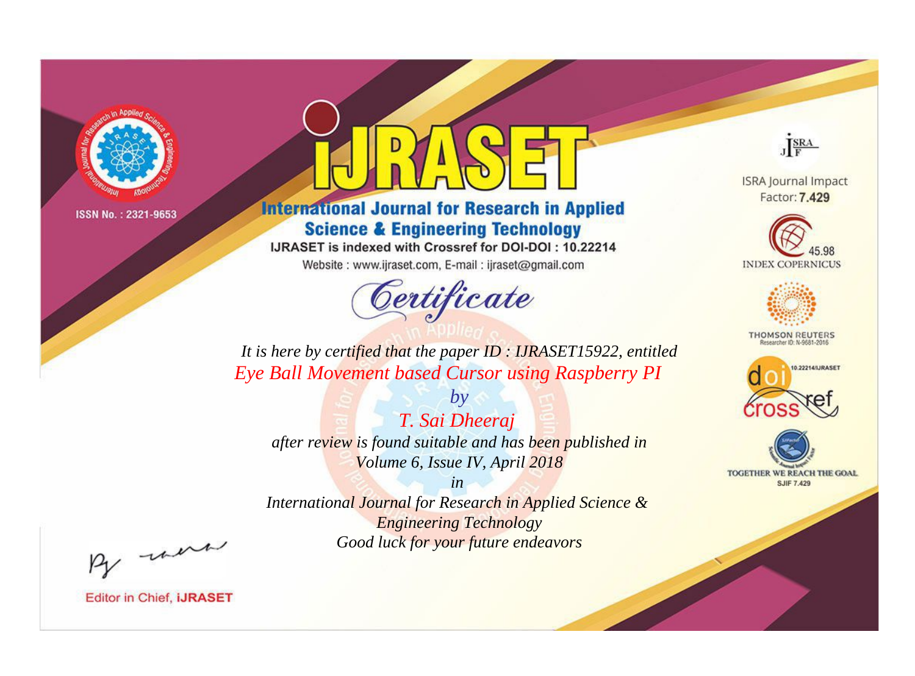ISSN No. : 2321-9653

# iJRASET

## International Journal for Research in Applied Science & Engineering Technology

IJRASET is indexed with Crossref for DOI-DOI : 10.22214

Website : www.ijraset.com, E-mail : ijraset@gmail.com

ISRA Journal Impact Factor: **7.429**

45.98 INDEX COPERNICUS

THOMSON REUTERS Researcher ID: N-9681-2016

10.22214/IJRASET

TOGETHER WE REACH THE GOAL SJIF 7.429

# *Certificate*

*It is here by certified that the paper ID : IJRASET15922, entitled*

*Eye Ball Movement based Cursor using Raspberry PI*

*by*

*T. Sai Dheeraj*

*after review is found suitable and has been published in*

*Volume 6, Issue IV, April 2018*

*in*

*International Journal for Research in Applied Science & Engineering Technology*

*Good luck for your future endeavors*

Editor in Chief, **iJRASET**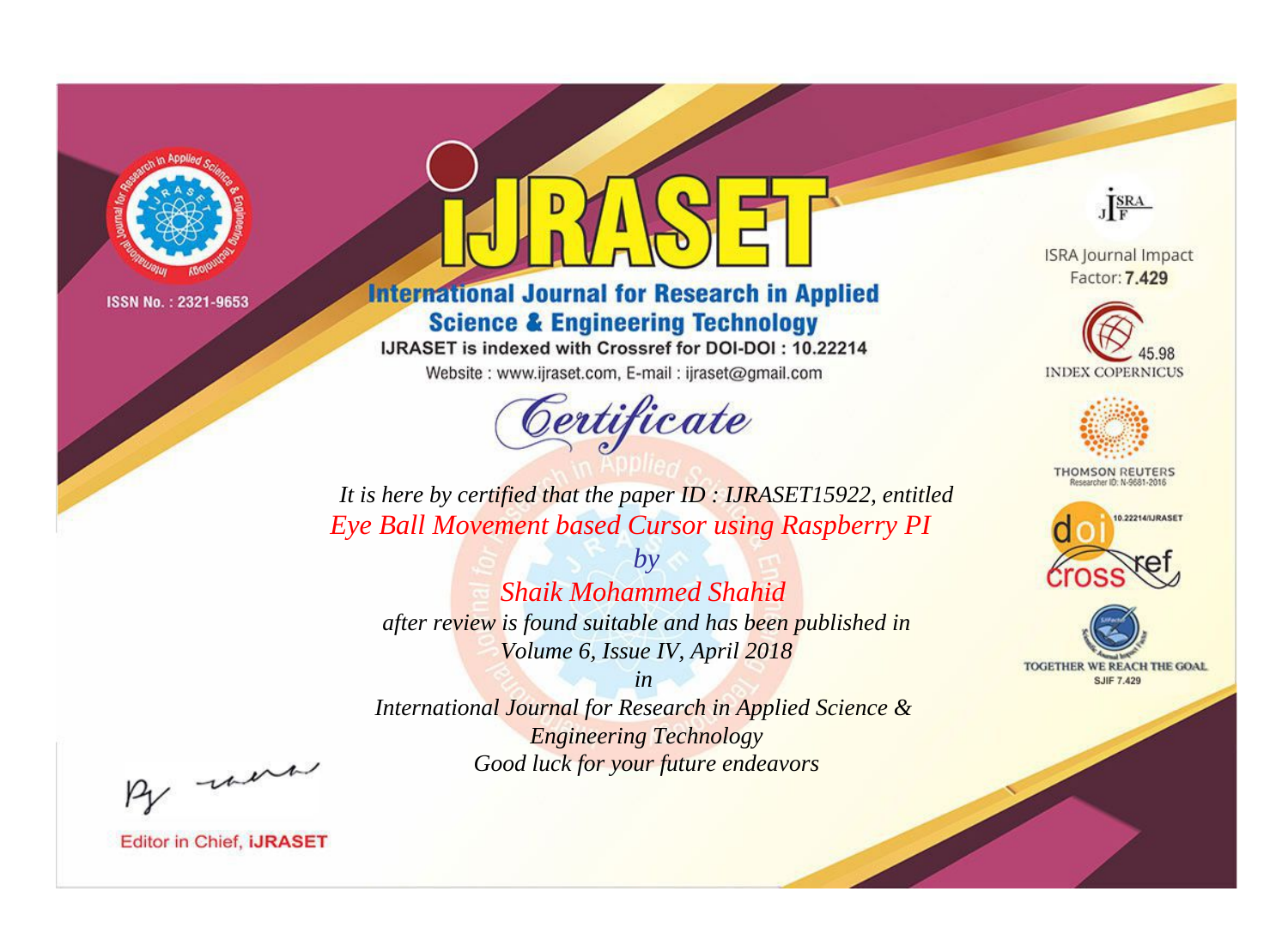ISSN No. : 2321-9653

# iJRASET

## International Journal for Research in Applied Science & Engineering Technology

IJRASET is indexed with Crossref for DOI-DOI : 10.22214

Website : www.ijraset.com, E-mail : ijraset@gmail.com

ISRA Journal Impact Factor: **7.429**

45.98 INDEX COPERNICUS

THOMSON REUTERS Researcher ID: N-9681-2016

10.22214/IJRASET

TOGETHER WE REACH THE GOAL SJIF 7.429

*Certificate*

*It is here by certified that the paper ID : IJRASET15922, entitled*

*Eye Ball Movement based Cursor using Raspberry PI*

*by*

*Shaik Mohammed Shahid*

*after review is found suitable and has been published in*

*Volume 6, Issue IV, April 2018*

*in*

*International Journal for Research in Applied Science & Engineering Technology*

*Good luck for your future endeavors*

Editor in Chief, **iJRASET**